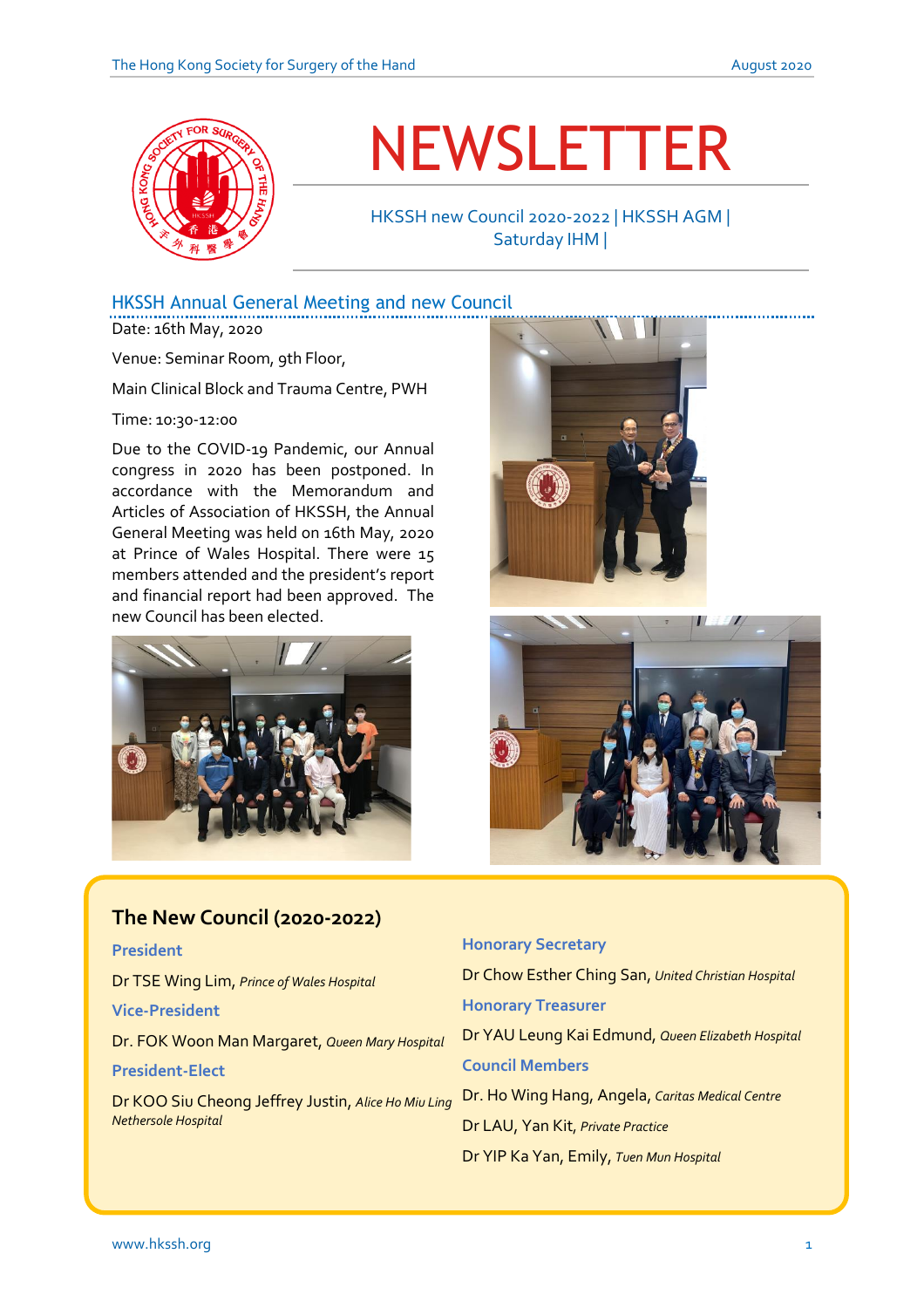# NEWSLETTER

HKSSH new Council 2020-2022 | HKSSH AGM | Saturday IHM |

## HKSSH Annual General Meeting and new Council

Date: 16th May, 2020

Venue: Seminar Room, 9th Floor,

Main Clinical Block and Trauma Centre, PWH

Time: 10:30-12:00

Due to the COVID-19 Pandemic, our Annual congress in 2020 has been postponed. In accordance with the Memorandum and Articles of Association of HKSSH, the Annual General Meeting was held on 16th May, 2020 at Prince of Wales Hospital. There were 15 members attended and the president's report and financial report had been approved. The new Council has been elected.

## The New Council (2020-2022)

**President**

Dr TSE Wing Lim, *Prince of Wales Hospital*

**Vice-President**

Dr. FOK Woon Man Margaret, *Queen Mary Hospital*

**President-Elect**

Dr KOO Siu Cheong Jeffrey Justin, *Alice Ho Miu Ling Nethersole Hospital*

**Honorary Secretary**

Dr Chow Esther Ching San, *United Christian Hospital*

**Honorary Treasurer**

Dr YAU Leung Kai Edmund, *Queen Elizabeth Hospital*

**Council Members**

Dr. Ho Wing Hang, Angela, *Caritas Medical Centre*

Dr LAU, Yan Kit, *Private Practice*

Dr YIP Ka Yan, Emily, *Tuen Mun Hospital*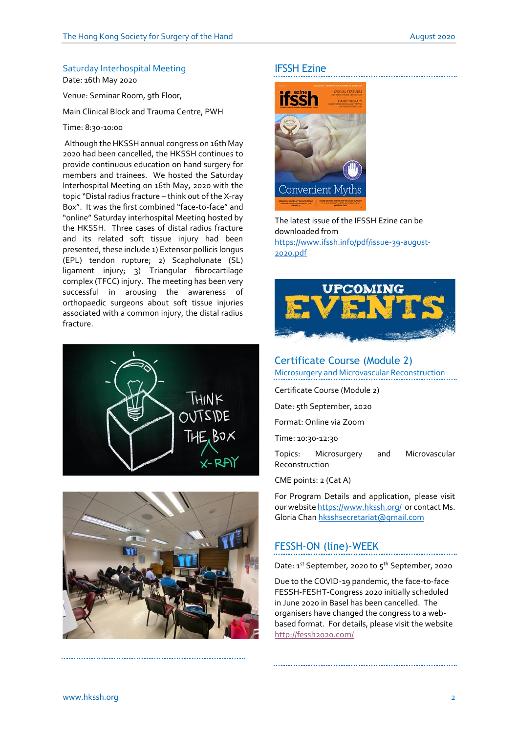## Saturday Interhospital Meeting

Date: 16th May 2020

Venue: Seminar Room, 9th Floor,

Main Clinical Block and Trauma Centre, PWH

Time: 8:30-10:00

Although the HKSSH annual congress on 16th May 2020 had been cancelled, the HKSSH continues to provide continuous education on hand surgery for members and trainees. We hosted the Saturday Interhospital Meeting on 16th May, 2020 with the topic "Distal radius fracture – think out of the X-ray Box". It was the first combined "face-to-face" and "online" Saturday interhospital Meeting hosted by the HKSSH. Three cases of distal radius fracture and its related soft tissue injury had been presented, these include 1) Extensor pollicis longus (EPL) tendon rupture; 2) Scapholunate (SL) ligament injury; 3) Triangular fibrocartilage complex (TFCC) injury. The meeting has been very successful in arousing the awareness of orthopaedic surgeons about soft tissue injuries associated with a common injury, the distal radius fracture.

## IFSSH Ezine

The latest issue of the IFSSH Ezine can be downloaded from https://www.ifssh.info/pdf/issue-39-august-2020.pdf

## Certificate Course (Module 2)

### Microsurgery and Microvascular Reconstruction

Certificate Course (Module 2)

Date: 5th September, 2020

Format: Online via Zoom

Time: 10:30-12:30

Topics: Microsurgery and Microvascular Reconstruction

CME points: 2 (Cat A)

For Program Details and application, please visit our website https://www.hkssh.org/ or contact Ms. Gloria Chan hksshsecretariat@gmail.com

## FESSH-ON (line)-WEEK

Date: 1st September, 2020 to 5th September, 2020

Due to the COVID-19 pandemic, the face-to-face FESSH-FESHT-Congress 2020 initially scheduled in June 2020 in Basel has been cancelled. The organisers have changed the congress to a web-based format. For details, please visit the website http://fessh2020.com/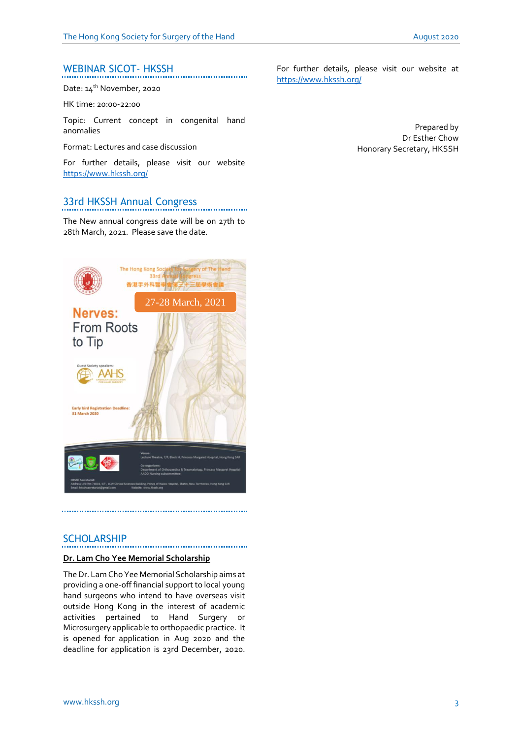## WEBINAR SICOT- HKSSH

Date: 14th November, 2020

HK time: 20:00-22:00

Topic: Current concept in congenital hand anomalies

Format: Lectures and case discussion

For further details, please visit our website https://www.hkssh.org/

## 33rd HKSSH Annual Congress

The New annual congress date will be on 27th to 28th March, 2021. Please save the date.

The Hong Kong Society for Surgery of The Hand
33rd Annual Congress
香港手外科醫學會第三十三屆學術會議

27-28 March, 2021

**Nerves:** From Roots to Tip

Guest Society speakers:
AAHS
AMERICAN ASSOCIATION FOR HAND SURGERY

Early bird Registration Deadline:
31 March 2020

Venue:
Lecture Theatre, 7/F, Block H, Princess Margaret Hospital, Hong Kong SAR

Co-organisers:
Department of Orthopaedics & Traumatology, Princess Margaret Hospital
AADO Nursing subcommittee

HKSSH Secretariat:
Address: c/o Rm 74034, 5/F., LCW Clinical Sciences Building, Prince of Wales Hospital, Shatin, New Territories, Hong Kong SAR
Email: hkssh.secretariat@gmail.com
Website: www.hkssh.org

## SCHOLARSHIP

**Dr. Lam Cho Yee Memorial Scholarship**

The Dr. Lam Cho Yee Memorial Scholarship aims at providing a one-off financial support to local young hand surgeons who intend to have overseas visit outside Hong Kong in the interest of academic activities pertained to Hand Surgery or Microsurgery applicable to orthopaedic practice. It is opened for application in Aug 2020 and the deadline for application is 23rd December, 2020.

For further details, please visit our website at https://www.hkssh.org/

Prepared by
Dr Esther Chow
Honorary Secretary, HKSSH